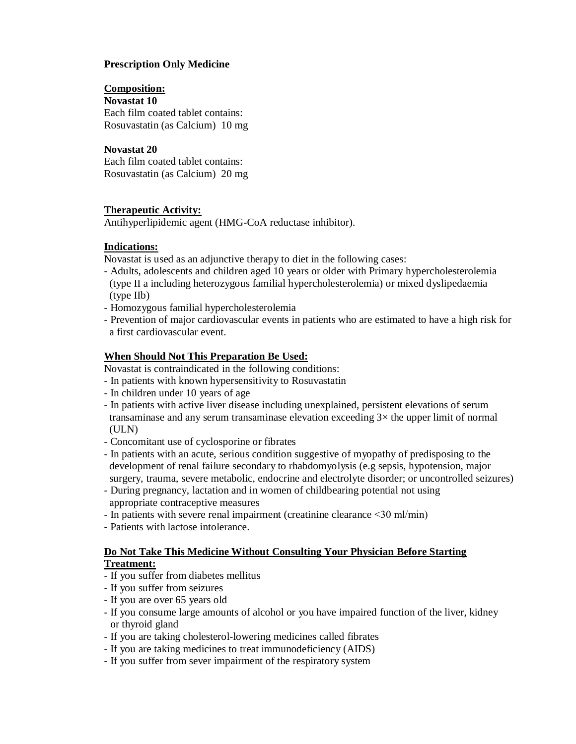**Prescription Only Medicine**

**Composition:**

**Novastat 10**
Each film coated tablet contains:
Rosuvastatin (as Calcium) 10 mg

**Novastat 20**
Each film coated tablet contains:
Rosuvastatin (as Calcium) 20 mg

**Therapeutic Activity:**
Antihyperlipidemic agent (HMG-CoA reductase inhibitor).

**Indications:**
Novastat is used as an adjunctive therapy to diet in the following cases:
- Adults, adolescents and children aged 10 years or older with Primary hypercholesterolemia (type II a including heterozygous familial hypercholesterolemia) or mixed dyslipedaemia (type IIb)
- Homozygous familial hypercholesterolemia
- Prevention of major cardiovascular events in patients who are estimated to have a high risk for a first cardiovascular event.

**When Should Not This Preparation Be Used:**
Novastat is contraindicated in the following conditions:
- In patients with known hypersensitivity to Rosuvastatin
- In children under 10 years of age
- In patients with active liver disease including unexplained, persistent elevations of serum transaminase and any serum transaminase elevation exceeding 3× the upper limit of normal (ULN)
- Concomitant use of cyclosporine or fibrates
- In patients with an acute, serious condition suggestive of myopathy of predisposing to the development of renal failure secondary to rhabdomyolysis (e.g sepsis, hypotension, major surgery, trauma, severe metabolic, endocrine and electrolyte disorder; or uncontrolled seizures)
- During pregnancy, lactation and in women of childbearing potential not using appropriate contraceptive measures
- In patients with severe renal impairment (creatinine clearance <30 ml/min)
- Patients with lactose intolerance.

**Do Not Take This Medicine Without Consulting Your Physician Before Starting Treatment:**
- If you suffer from diabetes mellitus
- If you suffer from seizures
- If you are over 65 years old
- If you consume large amounts of alcohol or you have impaired function of the liver, kidney or thyroid gland
- If you are taking cholesterol-lowering medicines called fibrates
- If you are taking medicines to treat immunodeficiency (AIDS)
- If you suffer from sever impairment of the respiratory system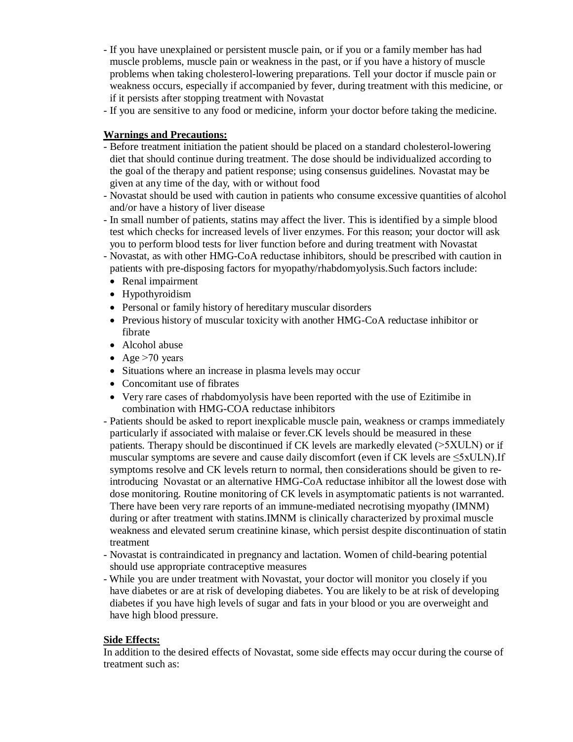- If you have unexplained or persistent muscle pain, or if you or a family member has had muscle problems, muscle pain or weakness in the past, or if you have a history of muscle problems when taking cholesterol-lowering preparations. Tell your doctor if muscle pain or weakness occurs, especially if accompanied by fever, during treatment with this medicine, or if it persists after stopping treatment with Novastat
- If you are sensitive to any food or medicine, inform your doctor before taking the medicine.

**Warnings and Precautions:**

- Before treatment initiation the patient should be placed on a standard cholesterol-lowering diet that should continue during treatment. The dose should be individualized according to the goal of the therapy and patient response; using consensus guidelines. Novastat may be given at any time of the day, with or without food
- Novastat should be used with caution in patients who consume excessive quantities of alcohol and/or have a history of liver disease
- In small number of patients, statins may affect the liver. This is identified by a simple blood test which checks for increased levels of liver enzymes. For this reason; your doctor will ask you to perform blood tests for liver function before and during treatment with Novastat
- Novastat, as with other HMG-CoA reductase inhibitors, should be prescribed with caution in patients with pre-disposing factors for myopathy/rhabdomyolysis.Such factors include:
  - Renal impairment
  - Hypothyroidism
  - Personal or family history of hereditary muscular disorders
  - Previous history of muscular toxicity with another HMG-CoA reductase inhibitor or fibrate
  - Alcohol abuse
  - Age >70 years
  - Situations where an increase in plasma levels may occur
  - Concomitant use of fibrates
  - Very rare cases of rhabdomyolysis have been reported with the use of Ezitimibe in combination with HMG-COA reductase inhibitors
- Patients should be asked to report inexplicable muscle pain, weakness or cramps immediately particularly if associated with malaise or fever.CK levels should be measured in these patients. Therapy should be discontinued if CK levels are markedly elevated (>5XULN) or if muscular symptoms are severe and cause daily discomfort (even if CK levels are ≤5xULN).If symptoms resolve and CK levels return to normal, then considerations should be given to re-introducing Novastat or an alternative HMG-CoA reductase inhibitor all the lowest dose with dose monitoring. Routine monitoring of CK levels in asymptomatic patients is not warranted. There have been very rare reports of an immune-mediated necrotising myopathy (IMNM) during or after treatment with statins.IMNM is clinically characterized by proximal muscle weakness and elevated serum creatinine kinase, which persist despite discontinuation of statin treatment
- Novastat is contraindicated in pregnancy and lactation. Women of child-bearing potential should use appropriate contraceptive measures
- While you are under treatment with Novastat, your doctor will monitor you closely if you have diabetes or are at risk of developing diabetes. You are likely to be at risk of developing diabetes if you have high levels of sugar and fats in your blood or you are overweight and have high blood pressure.

**Side Effects:**

In addition to the desired effects of Novastat, some side effects may occur during the course of treatment such as: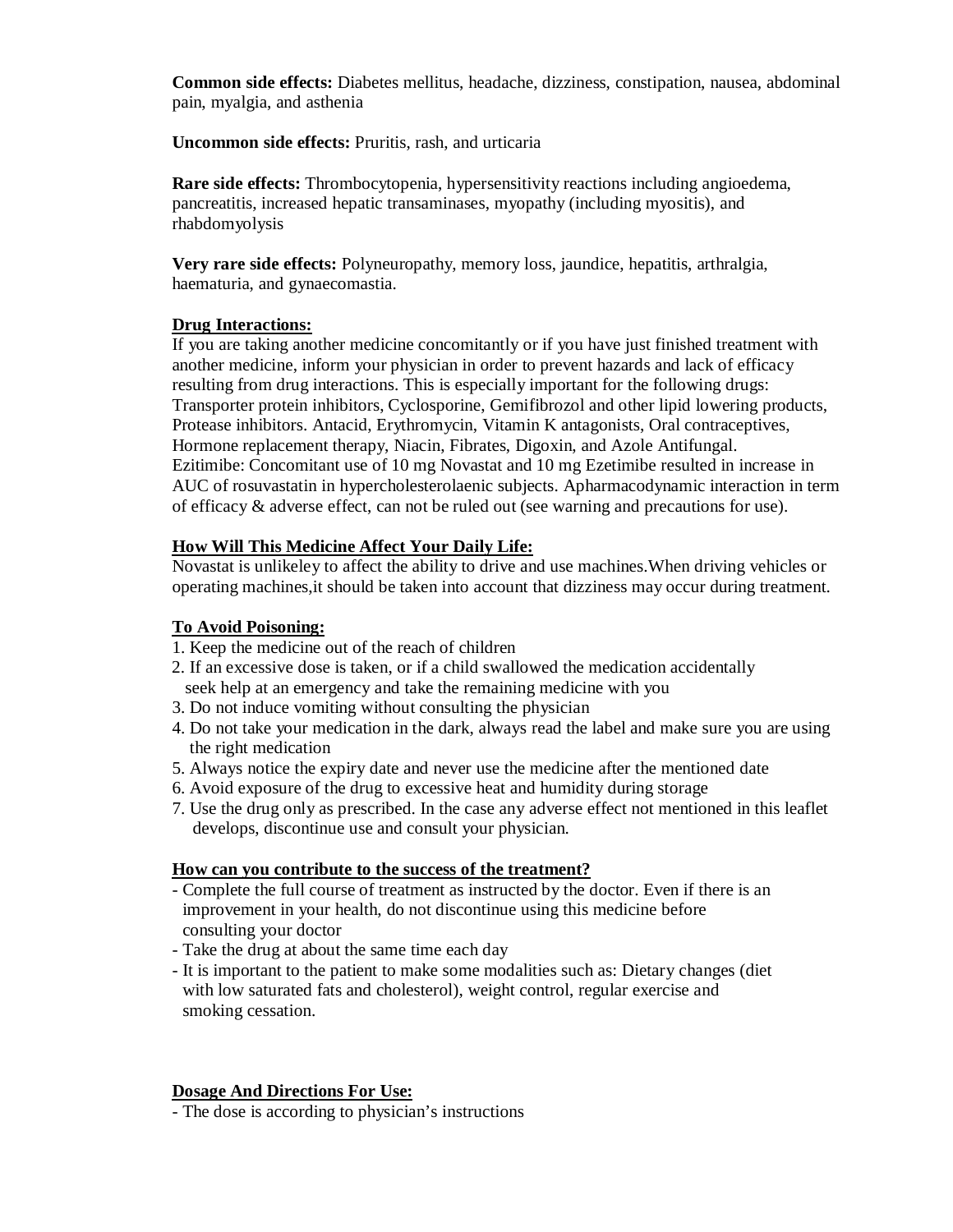**Common side effects:** Diabetes mellitus, headache, dizziness, constipation, nausea, abdominal pain, myalgia, and asthenia

**Uncommon side effects:** Pruritis, rash, and urticaria

**Rare side effects:** Thrombocytopenia, hypersensitivity reactions including angioedema, pancreatitis, increased hepatic transaminases, myopathy (including myositis), and rhabdomyolysis

**Very rare side effects:** Polyneuropathy, memory loss, jaundice, hepatitis, arthralgia, haematuria, and gynaecomastia.

## Drug Interactions:

If you are taking another medicine concomitantly or if you have just finished treatment with another medicine, inform your physician in order to prevent hazards and lack of efficacy resulting from drug interactions. This is especially important for the following drugs: Transporter protein inhibitors, Cyclosporine, Gemifibrozol and other lipid lowering products, Protease inhibitors. Antacid, Erythromycin, Vitamin K antagonists, Oral contraceptives, Hormone replacement therapy, Niacin, Fibrates, Digoxin, and Azole Antifungal.
Ezitimibe: Concomitant use of 10 mg Novastat and 10 mg Ezetimibe resulted in increase in AUC of rosuvastatin in hypercholesterolaenic subjects. Apharmacodynamic interaction in term of efficacy & adverse effect, can not be ruled out (see warning and precautions for use).

## How Will This Medicine Affect Your Daily Life:

Novastat is unlikeley to affect the ability to drive and use machines.When driving vehicles or operating machines,it should be taken into account that dizziness may occur during treatment.

## To Avoid Poisoning:

1. Keep the medicine out of the reach of children
2. If an excessive dose is taken, or if a child swallowed the medication accidentally seek help at an emergency and take the remaining medicine with you
3. Do not induce vomiting without consulting the physician
4. Do not take your medication in the dark, always read the label and make sure you are using the right medication
5. Always notice the expiry date and never use the medicine after the mentioned date
6. Avoid exposure of the drug to excessive heat and humidity during storage
7. Use the drug only as prescribed. In the case any adverse effect not mentioned in this leaflet develops, discontinue use and consult your physician.

## How can you contribute to the success of the treatment?

- Complete the full course of treatment as instructed by the doctor. Even if there is an improvement in your health, do not discontinue using this medicine before consulting your doctor
- Take the drug at about the same time each day
- It is important to the patient to make some modalities such as: Dietary changes (diet with low saturated fats and cholesterol), weight control, regular exercise and smoking cessation.

## Dosage And Directions For Use:

- The dose is according to physician's instructions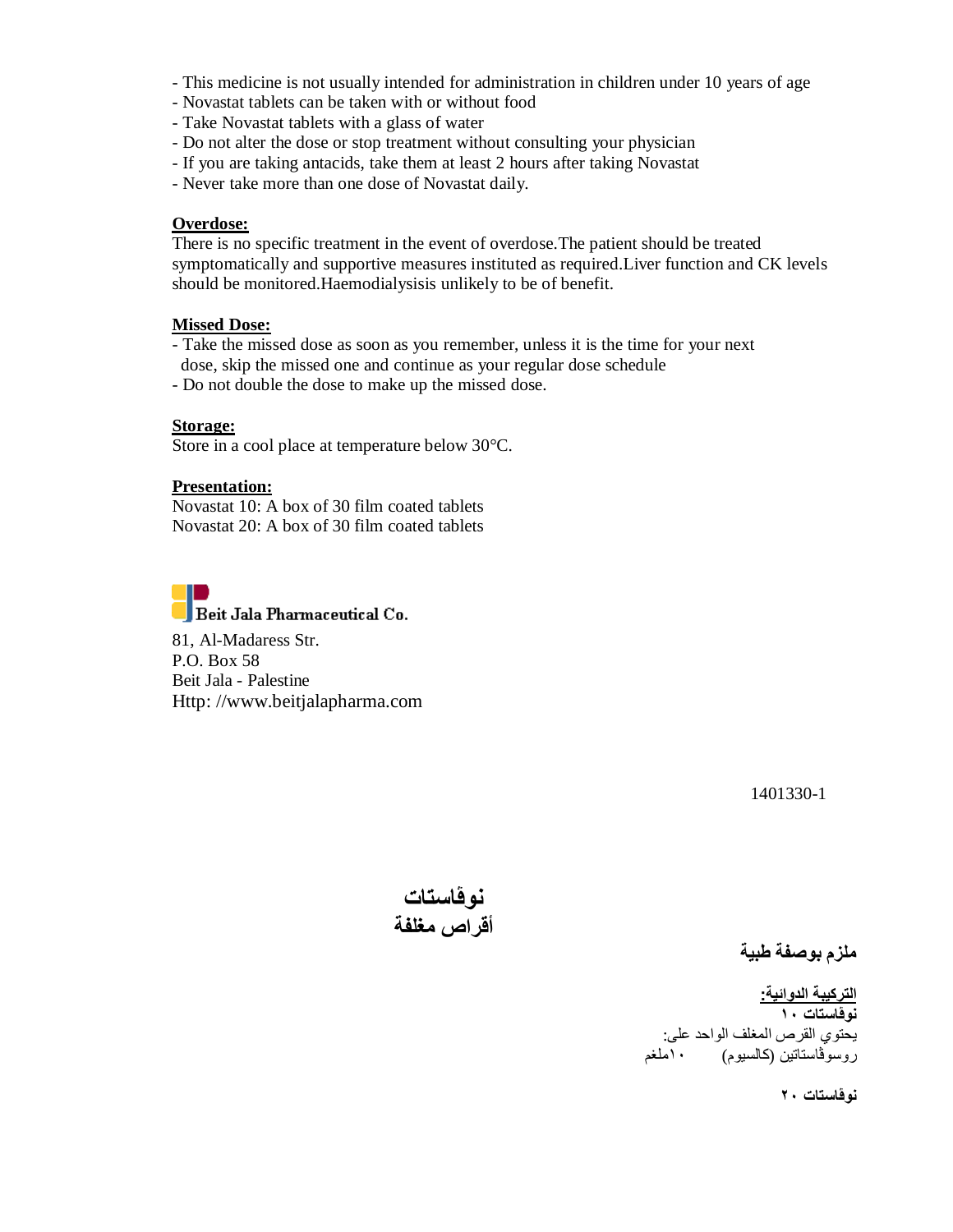- This medicine is not usually intended for administration in children under 10 years of age
- Novastat tablets can be taken with or without food
- Take Novastat tablets with a glass of water
- Do not alter the dose or stop treatment without consulting your physician
- If you are taking antacids, take them at least 2 hours after taking Novastat
- Never take more than one dose of Novastat daily.

**Overdose:**

There is no specific treatment in the event of overdose.The patient should be treated symptomatically and supportive measures instituted as required.Liver function and CK levels should be monitored.Haemodialysisis unlikely to be of benefit.

**Missed Dose:**

- Take the missed dose as soon as you remember, unless it is the time for your next dose, skip the missed one and continue as your regular dose schedule
- Do not double the dose to make up the missed dose.

**Storage:**

Store in a cool place at temperature below 30°C.

**Presentation:**

Novastat 10: A box of 30 film coated tablets
Novastat 20: A box of 30 film coated tablets

Beit Jala Pharmaceutical Co.

81, Al-Madaress Str.
P.O. Box 58
Beit Jala - Palestine
Http: //www.beitjalapharma.com

1401330-1

# نوڤاستات
## أقراص مغلفة

**ملزم بوصفة طبية**

**التركيبة الدوائية:**

**نوڤاستات ١٠**

يحتوي القرص المغلف الواحد على:
روسوڤاستاتين (كالسيوم) ١٠ملغم

**نوڤاستات ٢٠**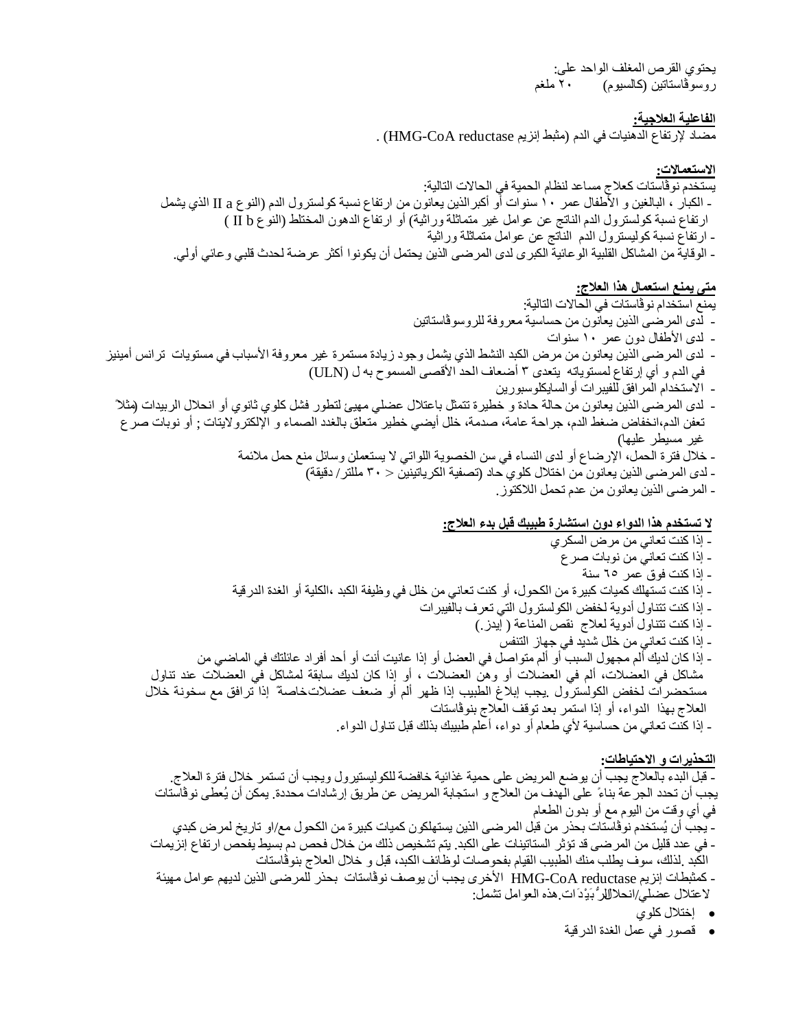يحتوي القرص المغلف الواحد على:
روسوڤاستاتين (كالسيوم)          ٢٠ ملغم

**الفاعلية العلاجية:**
مضاد لإرتفاع الدهنيات في الدم (مثبط إنزيم HMG-CoA reductase) .

**الاستعمالات:**
يستخدم نوڤاستات كعلاج مساعد لنظام الحمية في الحالات التالية:
- الكبار ، البالغين و الأطفال عمر ١٠ سنوات أو أكبر الذين يعانون من ارتفاع نسبة كولسترول الدم (النوع II a الذي يشمل ارتفاع نسبة كولسترول الدم الناتج عن عوامل غير متماثلة وراثية) أو ارتفاع الدهون المختلط (النوع II b )
- ارتفاع نسبة كوليسترول الدم الناتج عن عوامل متماثلة وراثية
- الوقاية من المشاكل القلبية الوعائية الكبرى لدى المرضى الذين يحتمل أن يكونوا أكثر عرضة لحدث قلبي وعائي أولي.

**متى يمنع استعمال هذا العلاج:**
يمنع استخدام نوڤاستات في الحالات التالية:
- لدى المرضى الذين يعانون من حساسية معروفة للروسوڤاستاتين
- لدى الأطفال دون عمر ١٠ سنوات
- لدى المرضى الذين يعانون من مرض الكبد النشط الذي يشمل وجود زيادة مستمرة غير معروفة الأسباب في مستويات ترانس أمينيز في الدم و أي إرتفاع لمستوياته يتعدى ٣ أضعاف الحد الأقصى المسموح به ل (ULN)
- الاستخدام المرافق للفيبرات أوالسايكلوسبورين
- لدى المرضى الذين يعانون من حالة حادة و خطيرة تتمثل باعتلال عضلي مهيئ لتطور فشل كلوي ثانوي أو انحلال الربيدات (مثلاً تعفن الدم،انخفاض ضغط الدم، جراحة عامة، صدمة، خلل أيضي خطير متعلق بالغدد الصماء و الإلكترولايتات ; أو نوبات صرع غير مسيطر عليها)
- خلال فترة الحمل، الإرضاع أو لدى النساء في سن الخصوبة اللواتي لا يستعملن وسائل منع حمل ملائمة
- لدى المرضى الذين يعانون من اختلال كلوي حاد (تصفية الكرياتينين < ٣٠ مللتر/ دقيقة)
- المرضى الذين يعانون من عدم تحمل اللاكتوز.

**لا تستخدم هذا الدواء دون استشارة طبيبك قبل بدء العلاج:**
- إذا كنت تعاني من مرض السكري
- إذا كنت تعاني من نوبات صرع
- إذا كنت فوق عمر ٦٥ سنة
- إذا كنت تستهلك كميات كبيرة من الكحول، أو كنت تعاني من خلل في وظيفة الكبد ،الكلية أو الغدة الدرقية
- إذا كنت تتناول أدوية لخفض الكولسترول التي تعرف بالفيبرات
- إذا كنت تتناول أدوية لعلاج نقص المناعة ( إيدز.)
- إذا كنت تعاني من خلل شديد في جهاز التنفس
- إذا كان لديك ألم مجهول السبب أو ألم متواصل في العضل أو إذا عانيت أنت أو أحد أفراد عائلتك في الماضي من مشاكل في العضلات، ألم في العضلات أو وهن العضلات ، أو إذا كان لديك سابقة لمشاكل في العضلات عند تناول مستحضرات لخفض الكولسترول .يجب إبلاغ الطبيب إذا ظهر ألم أو ضعف عضلات خاصة إذا ترافق مع سخونة خلال العلاج بهذا الدواء، أو إذا استمر بعد توقف العلاج بنوڤاستات
- إذا كنت تعاني من حساسية لأي طعام أو دواء، أعلم طبيبك بذلك قبل تناول الدواء.

**التحذيرات و الاحتياطات:**
- قبل البدء بالعلاج يجب أن يوضع المريض على حمية غذائية خافضة للكوليستيرول ويجب أن تستمر خلال فترة العلاج. يجب أن تحدد الجرعة بناءً على الهدف من العلاج و استجابة المريض عن طريق إرشادات محددة. يمكن أن يُعطى نوڤاستات في أي وقت من اليوم مع أو بدون الطعام
- يجب أن يُستخدم نوڤاستات بحذر من قبل المرضى الذين يستهلكون كميات كبيرة من الكحول مع/او تاريخ لمرض كبدي
- في عدد قليل من المرضى قد تؤثر الستاتينات على الكبد. يتم تشخيص ذلك من خلال فحص دم بسيط يفحص ارتفاع إنزيمات الكبد .لذلك، سوف يطلب منك الطبيب القيام بفحوصات لوظائف الكبد، قبل و خلال العلاج بنوڤاستات
- كمثبطات إنزيم HMG-CoA reductase الأخرى يجب أن يوصف نوڤاستات بحذر للمرضى الذين لديهم عوامل مهيئة لاعتلال عضلي/انحلال الرُّبَيْدَات.هذه العوامل تشمل:
  - إختلال كلوي
  - قصور في عمل الغدة الدرقية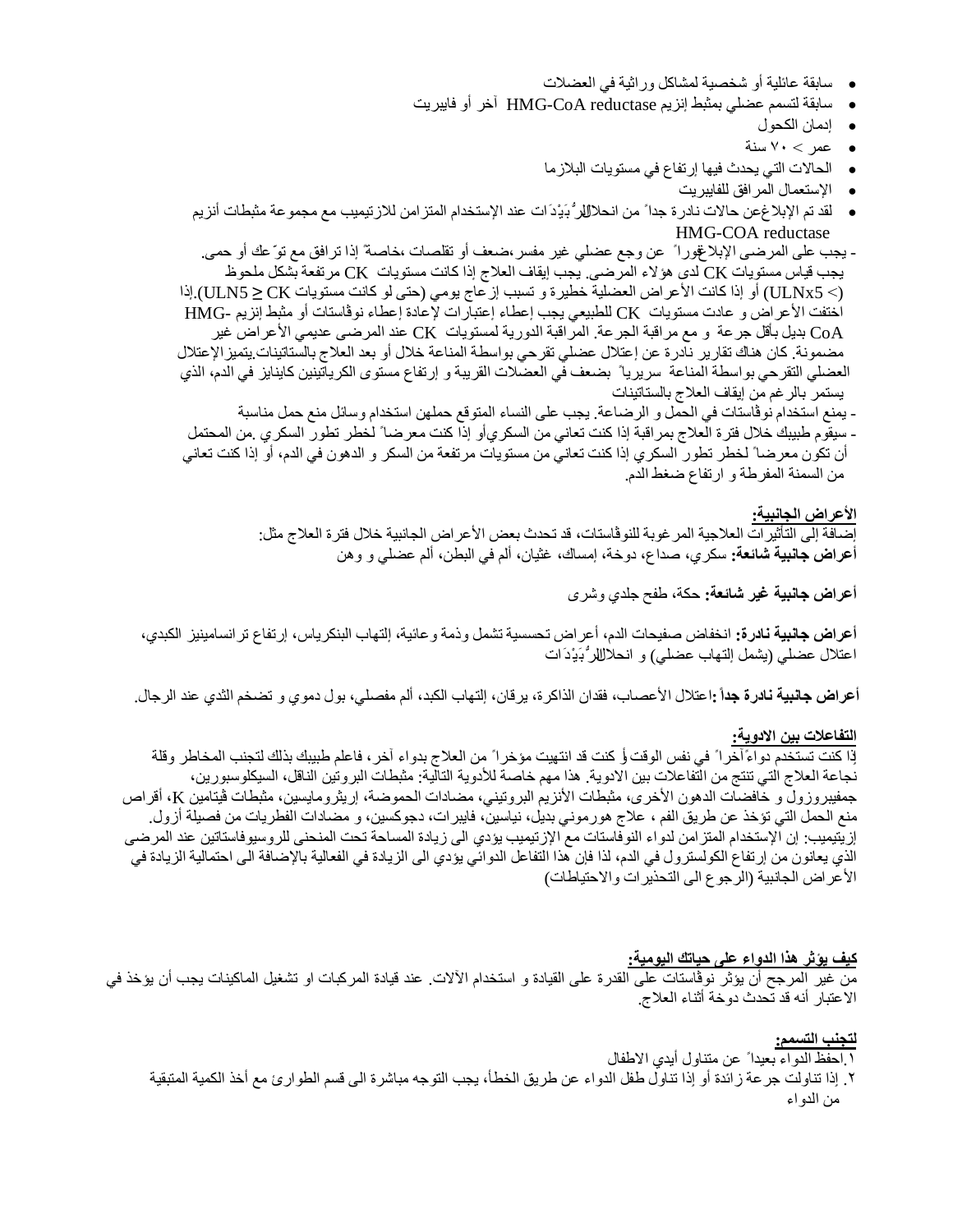- سابقة عائلية أو شخصية لمشاكل وراثية في العضلات
- سابقة لتسمم عضلي بمثبط إنزيم HMG-CoA reductase آخر أو فايبريت
- إدمان الكحول
- عمر > ٧٠ سنة
- الحالات التي يحدث فيها إرتفاع في مستويات البلازما
- الإستعمال المرافق للفايبريت
- لقد تم الإبلاغ عن حالات نادرة جداً من انحلال الرُبَيْدات عند الإستخدام المتزامن للازتيميب مع مجموعة مثبطات أنزيم HMG-COA reductase

- يجب على المرضى الإبلاغ فوراً عن وجع عضلي غير مفسر ،ضعف أو تقلصات ،خاصةً إذا ترافق مع توعك أو حمى. يجب قياس مستويات CK لدى هؤلاء المرضى. يجب إيقاف العلاج إذا كانت مستويات CK مرتفعة بشكل ملحوظ (< ULNx5) أو إذا كانت الأعراض العضلية خطيرة و تسبب إزعاج يومي (حتى لو كانت مستويات CK ≥ ULN5).إذا اختفت الأعراض و عادت مستويات CK للطبيعي يجب إعطاء إعتبارات لإعادة إعطاء نوفاستات أو مثبط إنزيم HMG-CoA بديل بأقل جرعة و مع مراقبة الجرعة. المراقبة الدورية لمستويات CK عند المرضى عديمي الأعراض غير مضمونة. كان هناك تقارير نادرة عن إعتلال عضلي تقرحي بواسطة المناعة خلال أو بعد العلاج بالستاتينات.يتميز الإعتلال العضلي التقرحي بواسطة المناعة سريرياً بضعف في العضلات القريبة و إرتفاع مستوى الكرياتينين كاينايز في الدم، الذي يستمر بالرغم من إيقاف العلاج بالستاتينات
- يمنع استخدام نوفاستات في الحمل و الرضاعة. يجب على النساء المتوقع حملهن استخدام وسائل منع حمل مناسبة
- سيقوم طبيبك خلال فترة العلاج بمراقبة إذا كنت تعاني من السكري أو إذا كنت معرضاً لخطر تطور السكري .من المحتمل أن تكون معرضاً لخطر تطور السكري إذا كنت تعاني من مستويات مرتفعة من السكر و الدهون في الدم، أو إذا كنت تعاني من السمنة المفرطة و ارتفاع ضغط الدم.

## الأعراض الجانبية:

إضافة إلى التأثيرات العلاجية المرغوبة للنوفاستات، قد تحدث بعض الأعراض الجانبية خلال فترة العلاج مثل:
**أعراض جانبية شائعة:** سكري، صداع، دوخة، إمساك، غثيان، ألم في البطن، ألم عضلي و وهن

**أعراض جانبية غير شائعة:** حكة، طفح جلدي وشرى

**أعراض جانبية نادرة:** انخفاض صفيحات الدم، أعراض تحسسية تشمل وذمة وعائية، إلتهاب البنكرياس، إرتفاع ترانساميناز الكبدي، اعتلال عضلي (يشمل إلتهاب عضلي) و انحلال الرُبَيْدات

**أعراض جانبية نادرة جداً :**اعتلال الأعصاب، فقدان الذاكرة، يرقان، إلتهاب الكبد، ألم مفصلي، بول دموي و تضخم الثدي عند الرجال.

## التفاعلات بين الادوية:

إذا كنت تستخدم دواءً آخراً في نفس الوقت أو كنت قد انتهيت مؤخراً من العلاج بدواء آخر، فاعلم طبيبك بذلك لتجنب المخاطر وقلة نجاعة العلاج التي تنتج من التفاعلات بين الادوية. هذا مهم خاصة للأدوية التالية: مثبطات البروتين الناقل، السيكلوسبورين، جمفيبروزول و خافضات الدهون الأخرى، مثبطات الأنزيم البروتيني، مضادات الحموضة، إريثرومايسين، مثبطات فيتامين K، أقراص منع الحمل التي تؤخذ عن طريق الفم ، علاج هورموني بديل، نياسين، فايبرات، دجوكسين، و مضادات الفطريات من فصيلة أزول.
إزيتيميب: إن الإستخدام المتزامن لدواء النوفاستات مع الإزتيميب يؤدي الى زيادة المساحة تحت المنحنى للروسيوفاستاتين عند المرضى الذي يعانون من إرتفاع الكولسترول في الدم، لذا فإن هذا التفاعل الدوائي يؤدي الى الزيادة في الفعالية بالإضافة الى احتمالية الزيادة في الأعراض الجانبية (الرجوع الى التحذيرات والاحتياطات)

## كيف يؤثر هذا الدواء على حياتك اليومية:

من غير المرجح أن يؤثر نوفاستات على القدرة على القيادة و استخدام الآلات. عند قيادة المركبات او تشغيل الماكينات يجب أن يؤخذ في الاعتبار أنه قد تحدث دوخة أثناء العلاج.

## لتجنب التسمم:

١.احفظ الدواء بعيداً عن متناول أيدي الاطفال
٢. إذا تناولت جرعة زائدة أو إذا تناول طفل الدواء عن طريق الخطأ، يجب التوجه مباشرة الى قسم الطوارئ مع أخذ الكمية المتبقية من الدواء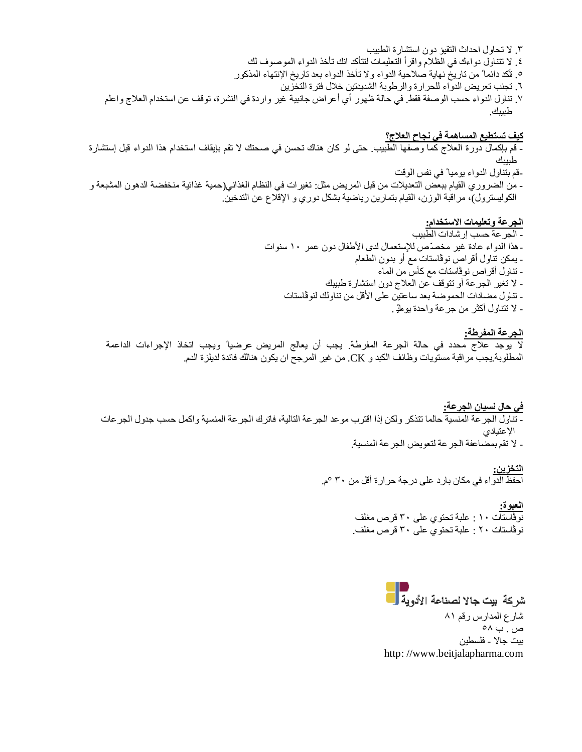٣. لا تحاول احداث التقيؤ دون استشارة الطبيب
٤. لا تتناول دواءك في الظلام واقرأ التعليمات لتتأكد انك تأخذ الدواء الموصوف لك
٥. تأكد دائماً من تاريخ نهاية صلاحية الدواء ولا تأخذ الدواء بعد تاريخ الإنتهاء المذكور
٦. تجنب تعريض الدواء للحرارة والرطوبة الشديدتين خلال فترة التخزين
٧. تناول الدواء حسب الوصفة فقط. في حالة ظهور أي أعراض جانبية غير واردة في النشرة، توقف عن استخدام العلاج واعلم طبيبك.

**كيف تستطيع المساهمة في نجاح العلاج؟**

- قم بإكمال دورة العلاج كما وصفها الطبيب. حتى لو كان هناك تحسن في صحتك لا تقم بإيقاف استخدام هذا الدواء قبل إستشارة طبيبك
- قم بتناول الدواء يومياً في نفس الوقت
- من الضروري القيام ببعض التعديلات من قبل المريض مثل: تغيرات في النظام الغذائي(حمية غذائية منخفضة الدهون المشبعة و الكوليسترول)، مراقبة الوزن، القيام بتمارين رياضية بشكل دوري و الإقلاع عن التدخين.

**الجرعة وتعليمات الاستخدام:**

- الجرعة حسب إرشادات الطبيب
- هذا الدواء عادة غير مخصّص للإستعمال لدى الأطفال دون عمر ١٠ سنوات
- يمكن تناول أقراص نوفاستات مع أو بدون الطعام
- تناول أقراص نوفاستات مع كأس من الماء
- لا تغير الجرعة أو تتوقف عن العلاج دون استشارة طبيبك
- تناول مضادات الحموضة بعد ساعتين على الأقل من تناولك لنوفاستات
- لا تتناول أكثر من جرعة واحدة يومياً.

**الجرعة المفرطة:**

لا يوجد علاج محدد في حالة الجرعة المفرطة. يجب أن يعالج المريض عرضياً ويجب اتخاذ الإجراءات الداعمة المطلوبة.يجب مراقبة مستويات وظائف الكبد و CK. من غير المرجح ان يكون هنالك فائدة لديلزة الدم.

**في حال نسيان الجرعة:**

- تناول الجرعة المنسية حالما تتذكر ولكن إذا اقترب موعد الجرعة التالية، فاترك الجرعة المنسية واكمل حسب جدول الجرعات الإعتيادي
- لا تقم بمضاعفة الجرعة لتعويض الجرعة المنسية.

**التخزين:**

احفظ الدواء في مكان بارد على درجة حرارة أقل من ٣٠ °م.

**العبوة:**

نوفاستات ١٠ : علبة تحتوي على ٣٠ قرص مغلف
نوفاستات ٢٠ : علبة تحتوي على ٣٠ قرص مغلف.

شركة بيت جالا لصناعة الأدوية
شارع المدارس رقم ٨١
ص . ب ٥٨
بيت جالا - فلسطين
http: //www.beitjalapharma.com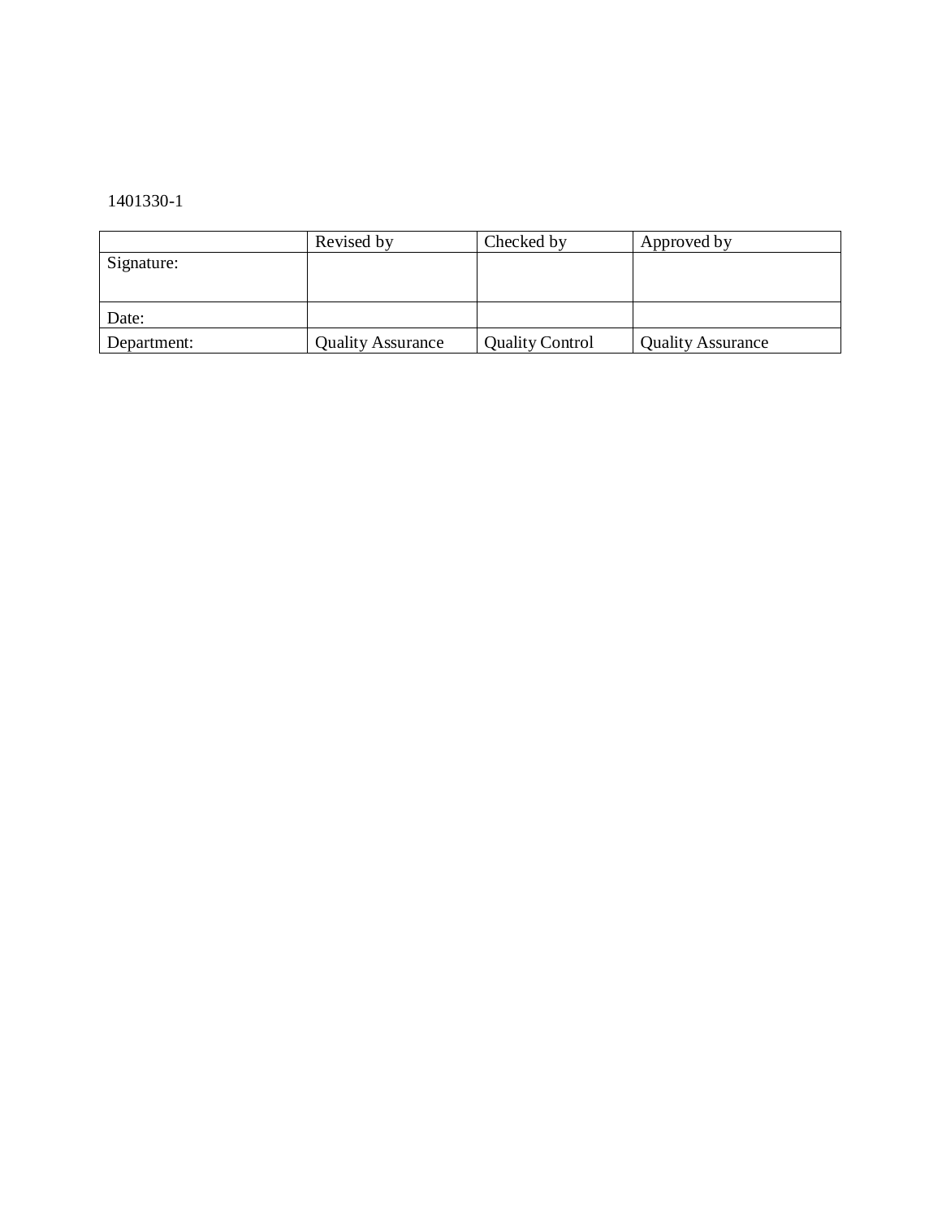1401330-1

| | Revised by | Checked by | Approved by |
|---|---|---|---|
| Signature: | | | |
| Date: | | | |
| Department: | Quality Assurance | Quality Control | Quality Assurance |